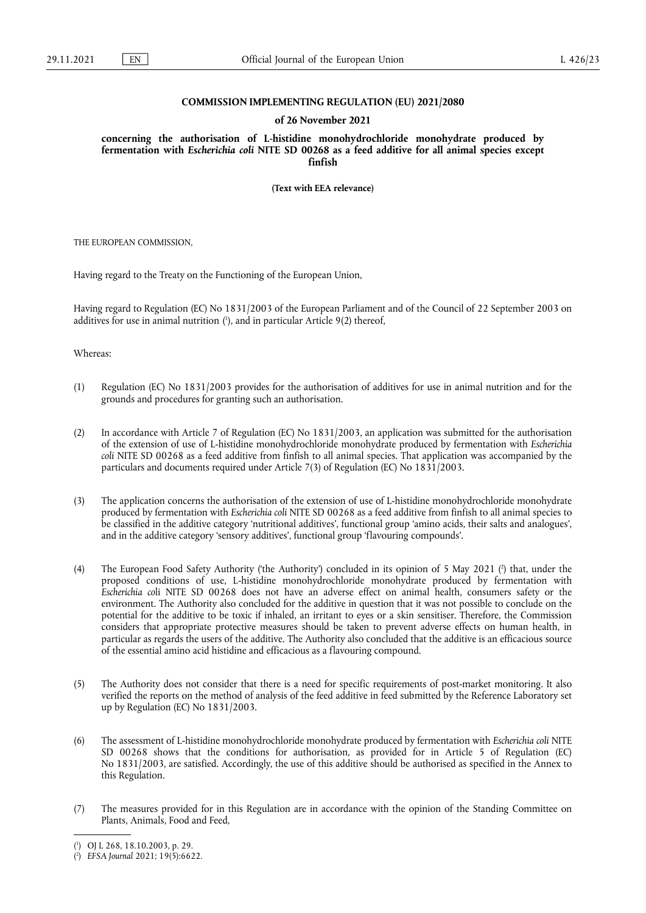**COMMISSION IMPLEMENTING REGULATION (EU) 2021/2080**

**of 26 November 2021**

**concerning the authorisation of L-histidine monohydrochloride monohydrate produced by fermentation with *Escherichia coli* NITE SD 00268 as a feed additive for all animal species except finfish**

**(Text with EEA relevance)**

THE EUROPEAN COMMISSION,

Having regard to the Treaty on the Functioning of the European Union,

Having regard to Regulation (EC) No 1831/2003 of the European Parliament and of the Council of 22 September 2003 on additives for use in animal nutrition ([1]), and in particular Article 9(2) thereof,

Whereas:

(1) Regulation (EC) No 1831/2003 provides for the authorisation of additives for use in animal nutrition and for the grounds and procedures for granting such an authorisation.

(2) In accordance with Article 7 of Regulation (EC) No 1831/2003, an application was submitted for the authorisation of the extension of use of L-histidine monohydrochloride monohydrate produced by fermentation with *Escherichia coli* NITE SD 00268 as a feed additive from finfish to all animal species. That application was accompanied by the particulars and documents required under Article 7(3) of Regulation (EC) No 1831/2003.

(3) The application concerns the authorisation of the extension of use of L-histidine monohydrochloride monohydrate produced by fermentation with *Escherichia coli* NITE SD 00268 as a feed additive from finfish to all animal species to be classified in the additive category 'nutritional additives', functional group 'amino acids, their salts and analogues', and in the additive category 'sensory additives', functional group 'flavouring compounds'.

(4) The European Food Safety Authority ('the Authority') concluded in its opinion of 5 May 2021 ([2]) that, under the proposed conditions of use, L-histidine monohydrochloride monohydrate produced by fermentation with *Escherichia coli* NITE SD 00268 does not have an adverse effect on animal health, consumers safety or the environment. The Authority also concluded for the additive in question that it was not possible to conclude on the potential for the additive to be toxic if inhaled, an irritant to eyes or a skin sensitiser. Therefore, the Commission considers that appropriate protective measures should be taken to prevent adverse effects on human health, in particular as regards the users of the additive. The Authority also concluded that the additive is an efficacious source of the essential amino acid histidine and efficacious as a flavouring compound.

(5) The Authority does not consider that there is a need for specific requirements of post-market monitoring. It also verified the reports on the method of analysis of the feed additive in feed submitted by the Reference Laboratory set up by Regulation (EC) No 1831/2003.

(6) The assessment of L-histidine monohydrochloride monohydrate produced by fermentation with *Escherichia coli* NITE SD 00268 shows that the conditions for authorisation, as provided for in Article 5 of Regulation (EC) No 1831/2003, are satisfied. Accordingly, the use of this additive should be authorised as specified in the Annex to this Regulation.

(7) The measures provided for in this Regulation are in accordance with the opinion of the Standing Committee on Plants, Animals, Food and Feed,

---

([1]) OJ L 268, 18.10.2003, p. 29.

([2]) *EFSA Journal* 2021; 19(5):6622.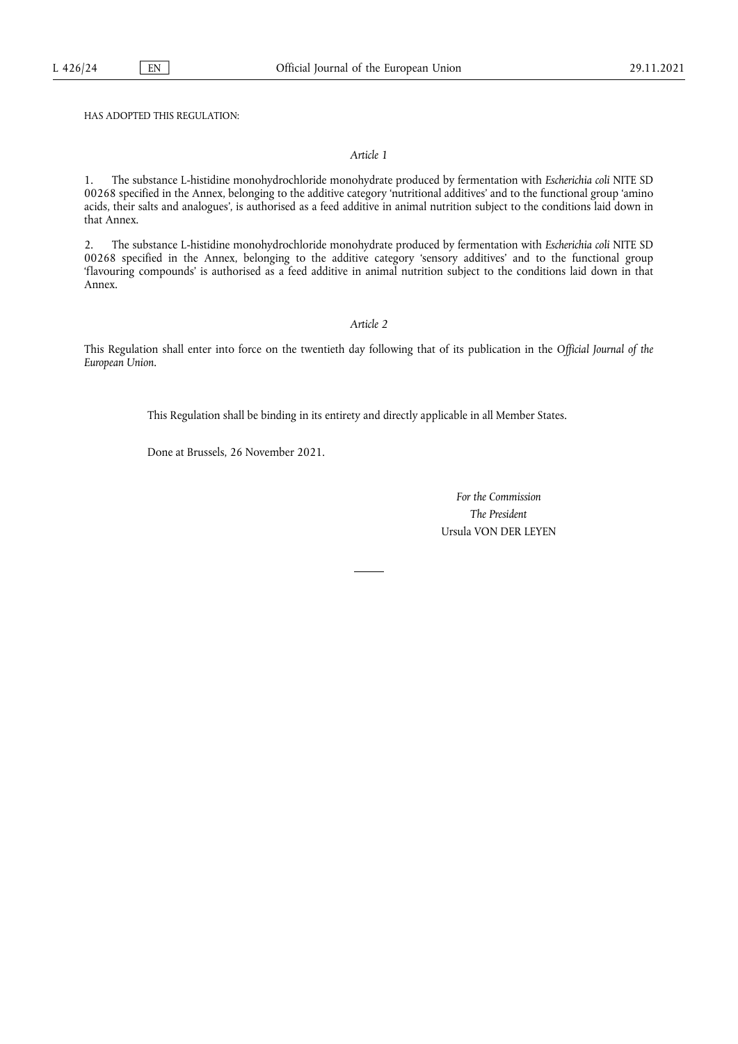HAS ADOPTED THIS REGULATION:

*Article 1*

1. The substance L-histidine monohydrochloride monohydrate produced by fermentation with *Escherichia coli* NITE SD 00268 specified in the Annex, belonging to the additive category 'nutritional additives' and to the functional group 'amino acids, their salts and analogues', is authorised as a feed additive in animal nutrition subject to the conditions laid down in that Annex.

2. The substance L-histidine monohydrochloride monohydrate produced by fermentation with *Escherichia coli* NITE SD 00268 specified in the Annex, belonging to the additive category 'sensory additives' and to the functional group 'flavouring compounds' is authorised as a feed additive in animal nutrition subject to the conditions laid down in that Annex.

*Article 2*

This Regulation shall enter into force on the twentieth day following that of its publication in the *Official Journal of the European Union*.

This Regulation shall be binding in its entirety and directly applicable in all Member States.

Done at Brussels, 26 November 2021.

*For the Commission*

*The President*

Ursula VON DER LEYEN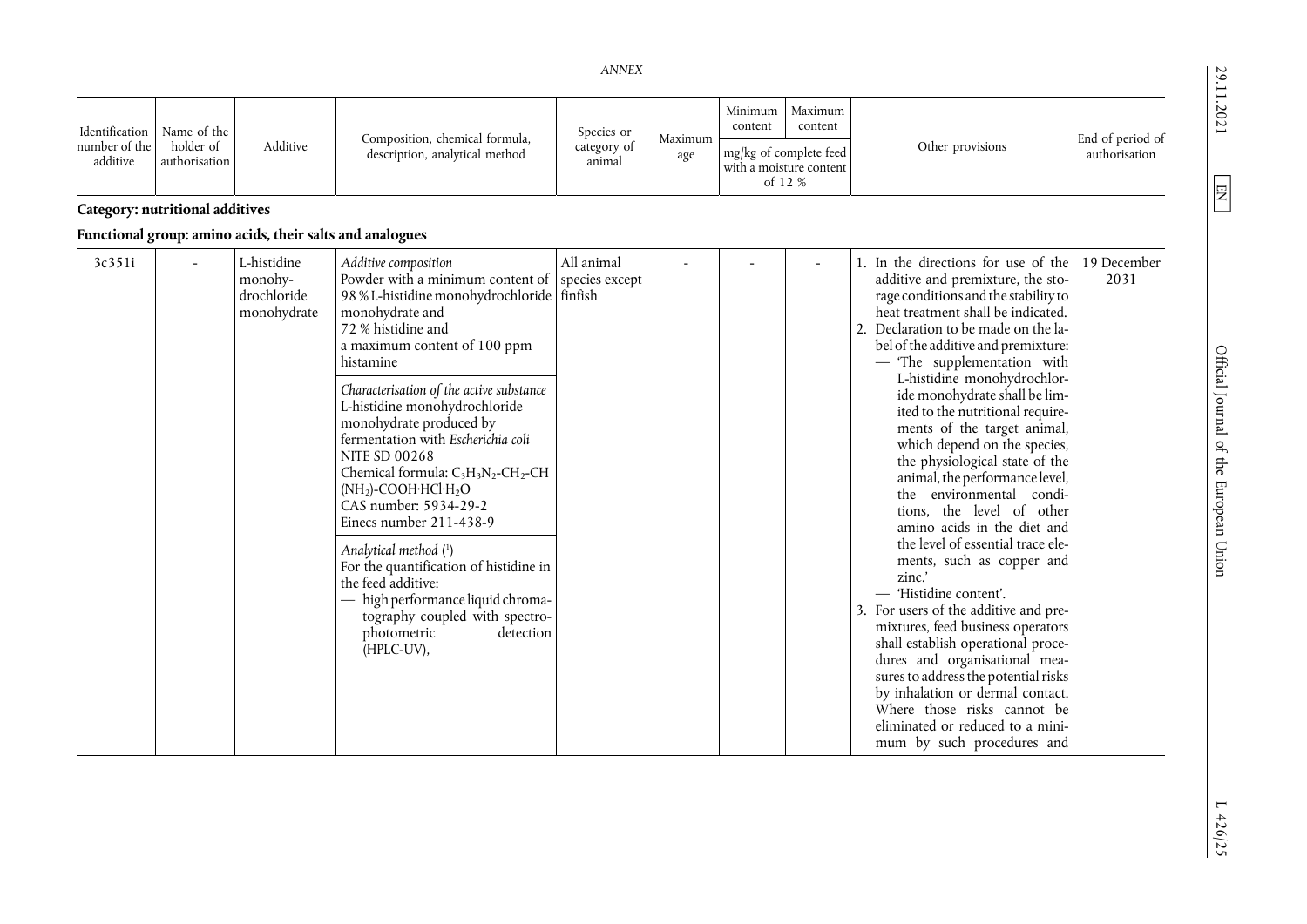*ANNEX*

| Identification number of the additive | Name of the holder of authorisation | Additive | Composition, chemical formula, description, analytical method | Species or category of animal | Maximum age | Minimum content | Maximum content | Other provisions | End of period of authorisation |
|---|---|---|---|---|---|---|---|---|---|
| | | | | | | mg/kg of complete feed with a moisture content of 12 % | | | |
| **Category: nutritional additives** | | | | | | | | | |
| **Functional group: amino acids, their salts and analogues** | | | | | | | | | |
| 3c351i | - | L-histidine monohydrochloride monohydrate | *Additive composition*<br>Powder with a minimum content of 98 % L-histidine monohydrochloride monohydrate and<br>72 % histidine and<br>a maximum content of 100 ppm histamine<br><br>*Characterisation of the active substance*<br>L-histidine monohydrochloride monohydrate produced by fermentation with *Escherichia coli* NITE SD 00268<br>Chemical formula: $C_3H_3N_2$-$CH_2$-CH ($NH_2$)-COOH·HCl·$H_2O$<br>CAS number: 5934-29-2<br>Einecs number 211-438-9<br><br>*Analytical method* [1]<br>For the quantification of histidine in the feed additive:<br>— high performance liquid chromatography coupled with spectrophotometric detection (HPLC-UV), | All animal species except finfish | - | - | - | 1. In the directions for use of the additive and premixture, the storage conditions and the stability to heat treatment shall be indicated.<br>2. Declaration to be made on the label of the additive and premixture:<br>— 'The supplementation with L-histidine monohydrochloride monohydrate shall be limited to the nutritional requirements of the target animal, which depend on the species, the physiological state of the animal, the performance level, the environmental conditions, the level of other amino acids in the diet and the level of essential trace elements, such as copper and zinc.'<br>— 'Histidine content'.<br>3. For users of the additive and premixtures, feed business operators shall establish operational procedures and organisational measures to address the potential risks by inhalation or dermal contact. Where those risks cannot be eliminated or reduced to a minimum by such procedures and | 19 December 2031 |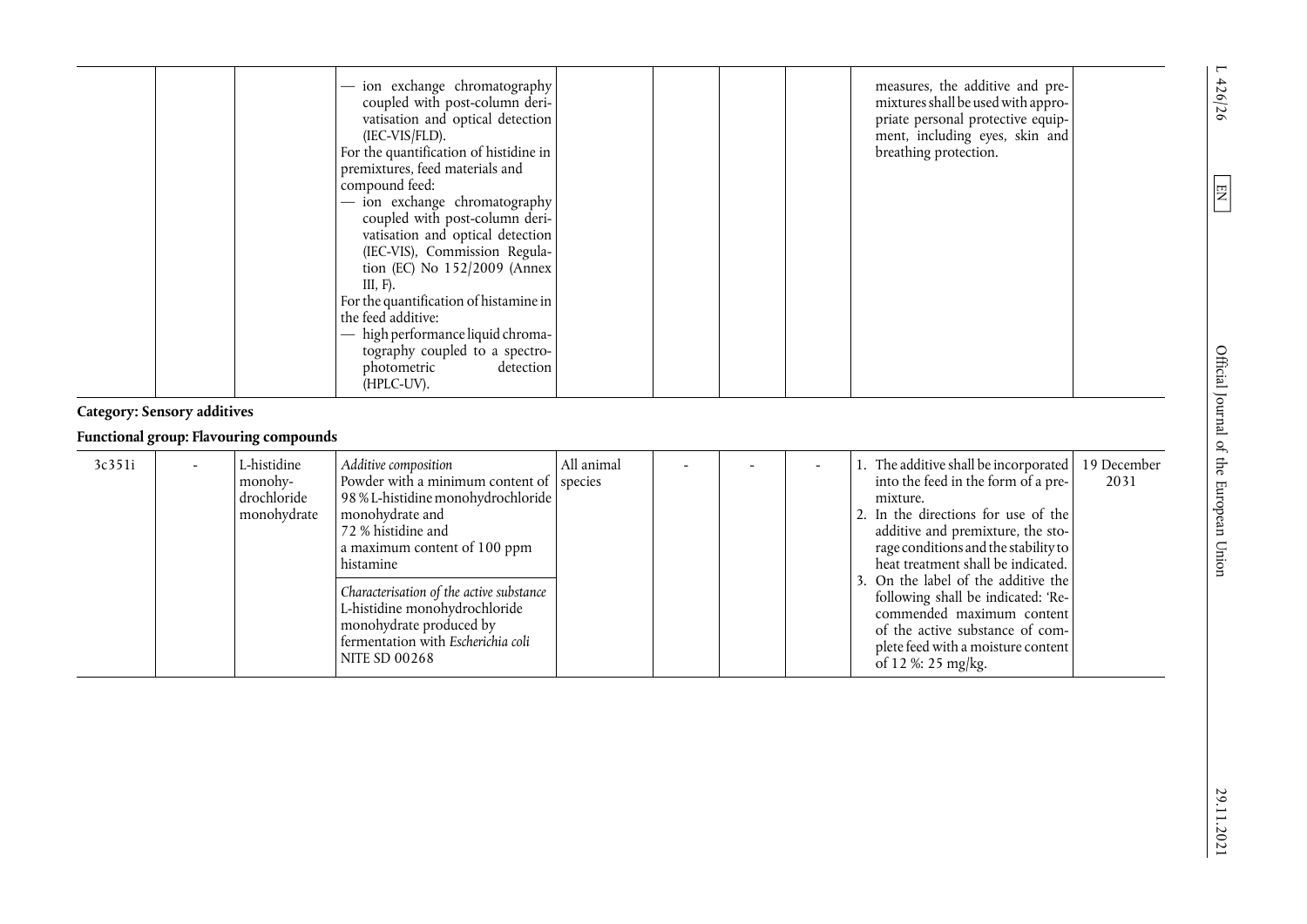| | | | | | | | | | |
|---|---|---|---|---|---|---|---|---|---|
| | | | — ion exchange chromatography coupled with post-column derivatisation and optical detection (IEC-VIS/FLD).<br>For the quantification of histidine in premixtures, feed materials and compound feed:<br>— ion exchange chromatography coupled with post-column derivatisation and optical detection (IEC-VIS), Commission Regulation (EC) No 152/2009 (Annex III, F).<br>For the quantification of histamine in the feed additive:<br>— high performance liquid chromatography coupled to a spectrophotometric detection (HPLC-UV). | | | | | measures, the additive and premixtures shall be used with appropriate personal protective equipment, including eyes, skin and breathing protection. | |

**Category: Sensory additives**

**Functional group: Flavouring compounds**

| | | | | | | | | | |
|---|---|---|---|---|---|---|---|---|---|
| 3c351i | - | L-histidine monohydrochloride monohydrate | *Additive composition*<br>Powder with a minimum content of 98 % L-histidine monohydrochloride monohydrate and<br>72 % histidine and<br>a maximum content of 100 ppm histamine<br><br>*Characterisation of the active substance*<br>L-histidine monohydrochloride monohydrate produced by fermentation with *Escherichia coli* NITE SD 00268 | All animal species | - | - | - | 1. The additive shall be incorporated into the feed in the form of a premixture.<br>2. In the directions for use of the additive and premixture, the storage conditions and the stability to heat treatment shall be indicated.<br>3. On the label of the additive the following shall be indicated: 'Recommended maximum content of the active substance of complete feed with a moisture content of 12 %: 25 mg/kg. | 19 December 2031 |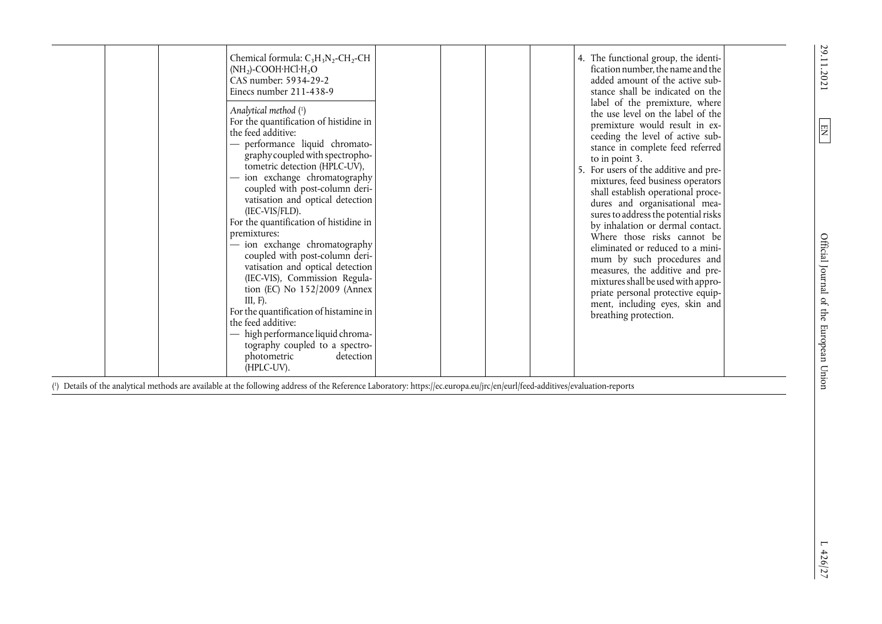| | | | | | | | | |
|---|---|---|---|---|---|---|---|---|
| | | Chemical formula: $C_3H_3N_2$-$CH_2$-CH ($NH_2$)-COOH·HCl·$H_2O$<br>CAS number: 5934-29-2<br>Einecs number 211-438-9<br><br>*Analytical method* [1]<br>For the quantification of histidine in the feed additive:<br>— performance liquid chromatography coupled with spectrophotometric detection (HPLC-UV),<br>— ion exchange chromatography coupled with post-column derivatisation and optical detection (IEC-VIS/FLD).<br>For the quantification of histidine in premixtures:<br>— ion exchange chromatography coupled with post-column derivatisation and optical detection (IEC-VIS), Commission Regulation (EC) No 152/2009 (Annex III, F).<br>For the quantification of histamine in the feed additive:<br>— high performance liquid chromatography coupled to a spectrophotometric detection (HPLC-UV). | | | | 4. The functional group, the identification number, the name and the added amount of the active substance shall be indicated on the label of the premixture, where the use level on the label of the premixture would result in exceeding the level of active substance in complete feed referred to in point 3.<br>5. For users of the additive and premixtures, feed business operators shall establish operational procedures and organisational measures to address the potential risks by inhalation or dermal contact. Where those risks cannot be eliminated or reduced to a minimum by such procedures and measures, the additive and premixtures shall be used with appropriate personal protective equipment, including eyes, skin and breathing protection. | |

[1] Details of the analytical methods are available at the following address of the Reference Laboratory: https://ec.europa.eu/jrc/en/eurl/feed-additives/evaluation-reports